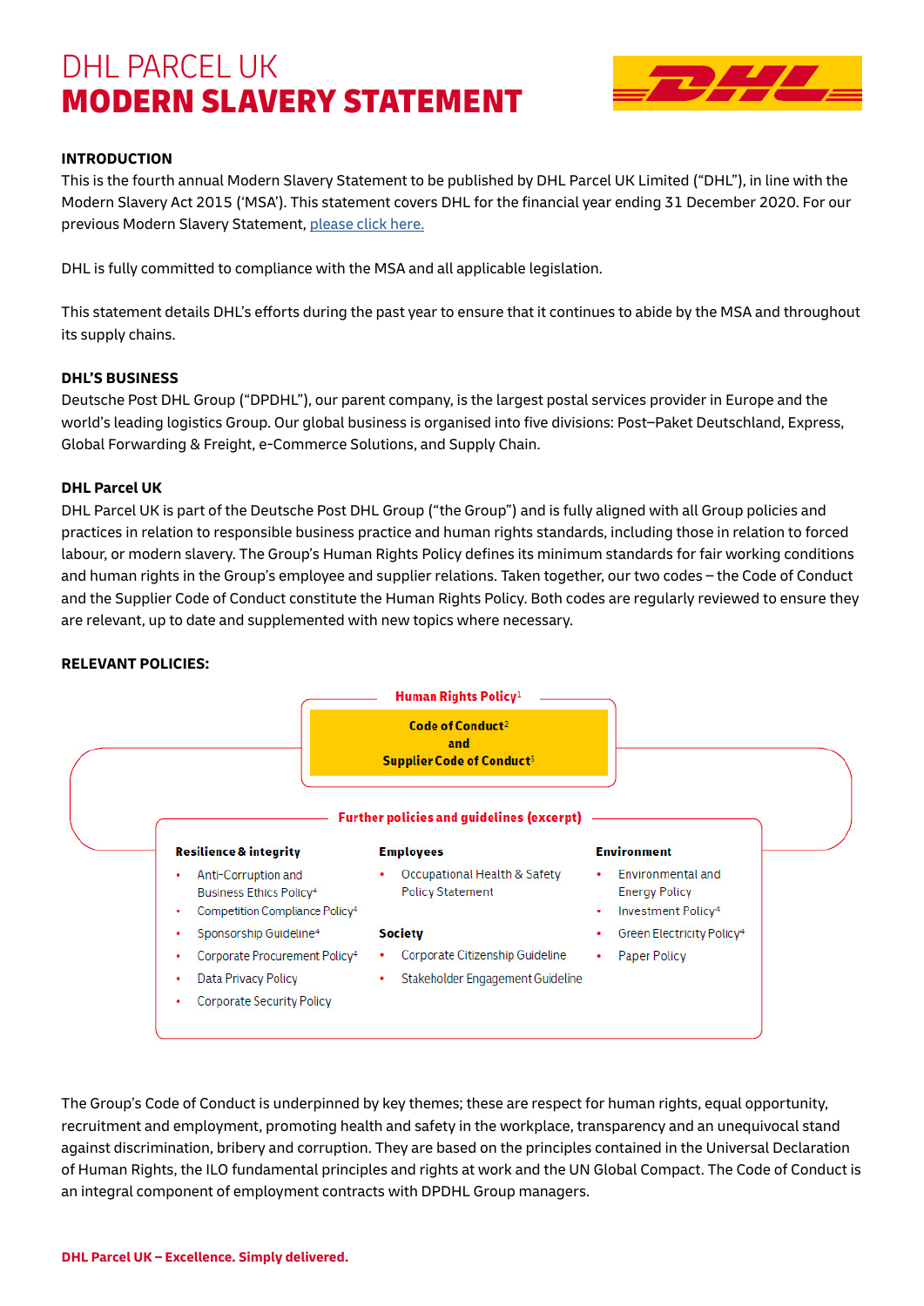# DHL PARCEL UK
# MODERN SLAVERY STATEMENT

### INTRODUCTION

This is the fourth annual Modern Slavery Statement to be published by DHL Parcel UK Limited ("DHL"), in line with the Modern Slavery Act 2015 ('MSA'). This statement covers DHL for the financial year ending 31 December 2020. For our previous Modern Slavery Statement, please click here.

DHL is fully committed to compliance with the MSA and all applicable legislation.

This statement details DHL's efforts during the past year to ensure that it continues to abide by the MSA and throughout its supply chains.

### DHL'S BUSINESS

Deutsche Post DHL Group ("DPDHL"), our parent company, is the largest postal services provider in Europe and the world's leading logistics Group. Our global business is organised into five divisions: Post–Paket Deutschland, Express, Global Forwarding & Freight, e-Commerce Solutions, and Supply Chain.

### DHL Parcel UK

DHL Parcel UK is part of the Deutsche Post DHL Group ("the Group") and is fully aligned with all Group policies and practices in relation to responsible business practice and human rights standards, including those in relation to forced labour, or modern slavery. The Group's Human Rights Policy defines its minimum standards for fair working conditions and human rights in the Group's employee and supplier relations. Taken together, our two codes – the Code of Conduct and the Supplier Code of Conduct constitute the Human Rights Policy. Both codes are regularly reviewed to ensure they are relevant, up to date and supplemented with new topics where necessary.

### RELEVANT POLICIES:

**Human Rights Policy**[1]

**Code of Conduct**[2]
**and**
**Supplier Code of Conduct**[3]

**Further policies and guidelines (excerpt)**

**Resilience & integrity**
- Anti-Corruption and Business Ethics Policy[4]
- Competition Compliance Policy[4]
- Sponsorship Guideline[4]
- Corporate Procurement Policy[4]
- Data Privacy Policy
- Corporate Security Policy

**Employees**
- Occupational Health & Safety Policy Statement

**Society**
- Corporate Citizenship Guideline
- Stakeholder Engagement Guideline

**Environment**
- Environmental and Energy Policy
- Investment Policy[4]
- Green Electricity Policy[4]
- Paper Policy

The Group's Code of Conduct is underpinned by key themes; these are respect for human rights, equal opportunity, recruitment and employment, promoting health and safety in the workplace, transparency and an unequivocal stand against discrimination, bribery and corruption. They are based on the principles contained in the Universal Declaration of Human Rights, the ILO fundamental principles and rights at work and the UN Global Compact. The Code of Conduct is an integral component of employment contracts with DPDHL Group managers.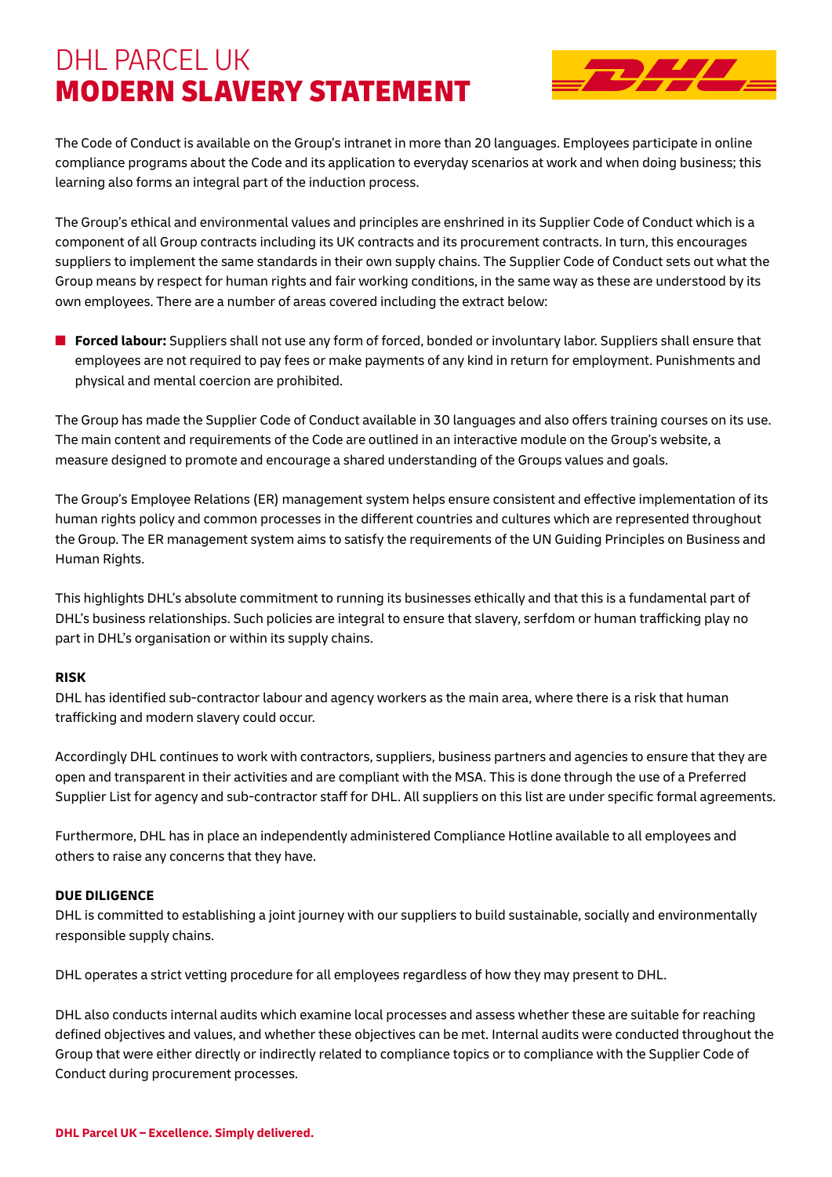The Code of Conduct is available on the Group's intranet in more than 20 languages. Employees participate in online compliance programs about the Code and its application to everyday scenarios at work and when doing business; this learning also forms an integral part of the induction process.

The Group's ethical and environmental values and principles are enshrined in its Supplier Code of Conduct which is a component of all Group contracts including its UK contracts and its procurement contracts. In turn, this encourages suppliers to implement the same standards in their own supply chains. The Supplier Code of Conduct sets out what the Group means by respect for human rights and fair working conditions, in the same way as these are understood by its own employees. There are a number of areas covered including the extract below:

- **Forced labour:** Suppliers shall not use any form of forced, bonded or involuntary labor. Suppliers shall ensure that employees are not required to pay fees or make payments of any kind in return for employment. Punishments and physical and mental coercion are prohibited.

The Group has made the Supplier Code of Conduct available in 30 languages and also offers training courses on its use. The main content and requirements of the Code are outlined in an interactive module on the Group's website, a measure designed to promote and encourage a shared understanding of the Groups values and goals.

The Group's Employee Relations (ER) management system helps ensure consistent and effective implementation of its human rights policy and common processes in the different countries and cultures which are represented throughout the Group. The ER management system aims to satisfy the requirements of the UN Guiding Principles on Business and Human Rights.

This highlights DHL's absolute commitment to running its businesses ethically and that this is a fundamental part of DHL's business relationships. Such policies are integral to ensure that slavery, serfdom or human trafficking play no part in DHL's organisation or within its supply chains.

**RISK**

DHL has identified sub-contractor labour and agency workers as the main area, where there is a risk that human trafficking and modern slavery could occur.

Accordingly DHL continues to work with contractors, suppliers, business partners and agencies to ensure that they are open and transparent in their activities and are compliant with the MSA. This is done through the use of a Preferred Supplier List for agency and sub-contractor staff for DHL. All suppliers on this list are under specific formal agreements.

Furthermore, DHL has in place an independently administered Compliance Hotline available to all employees and others to raise any concerns that they have.

**DUE DILIGENCE**

DHL is committed to establishing a joint journey with our suppliers to build sustainable, socially and environmentally responsible supply chains.

DHL operates a strict vetting procedure for all employees regardless of how they may present to DHL.

DHL also conducts internal audits which examine local processes and assess whether these are suitable for reaching defined objectives and values, and whether these objectives can be met. Internal audits were conducted throughout the Group that were either directly or indirectly related to compliance topics or to compliance with the Supplier Code of Conduct during procurement processes.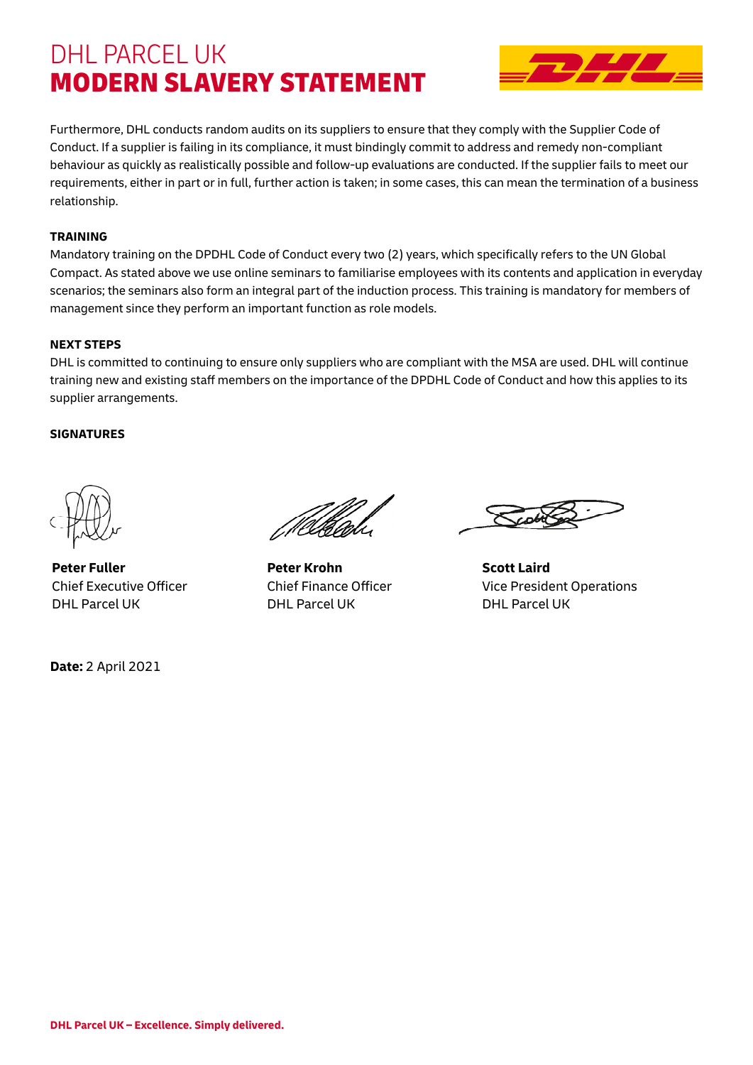Furthermore, DHL conducts random audits on its suppliers to ensure that they comply with the Supplier Code of Conduct. If a supplier is failing in its compliance, it must bindingly commit to address and remedy non-compliant behaviour as quickly as realistically possible and follow-up evaluations are conducted. If the supplier fails to meet our requirements, either in part or in full, further action is taken; in some cases, this can mean the termination of a business relationship.

## TRAINING

Mandatory training on the DPDHL Code of Conduct every two (2) years, which specifically refers to the UN Global Compact. As stated above we use online seminars to familiarise employees with its contents and application in everyday scenarios; the seminars also form an integral part of the induction process. This training is mandatory for members of management since they perform an important function as role models.

## NEXT STEPS

DHL is committed to continuing to ensure only suppliers who are compliant with the MSA are used. DHL will continue training new and existing staff members on the importance of the DPDHL Code of Conduct and how this applies to its supplier arrangements.

## SIGNATURES

**Peter Fuller**
Chief Executive Officer
DHL Parcel UK

**Peter Krohn**
Chief Finance Officer
DHL Parcel UK

**Scott Laird**
Vice President Operations
DHL Parcel UK

**Date:** 2 April 2021

**DHL Parcel UK – Excellence. Simply delivered.**